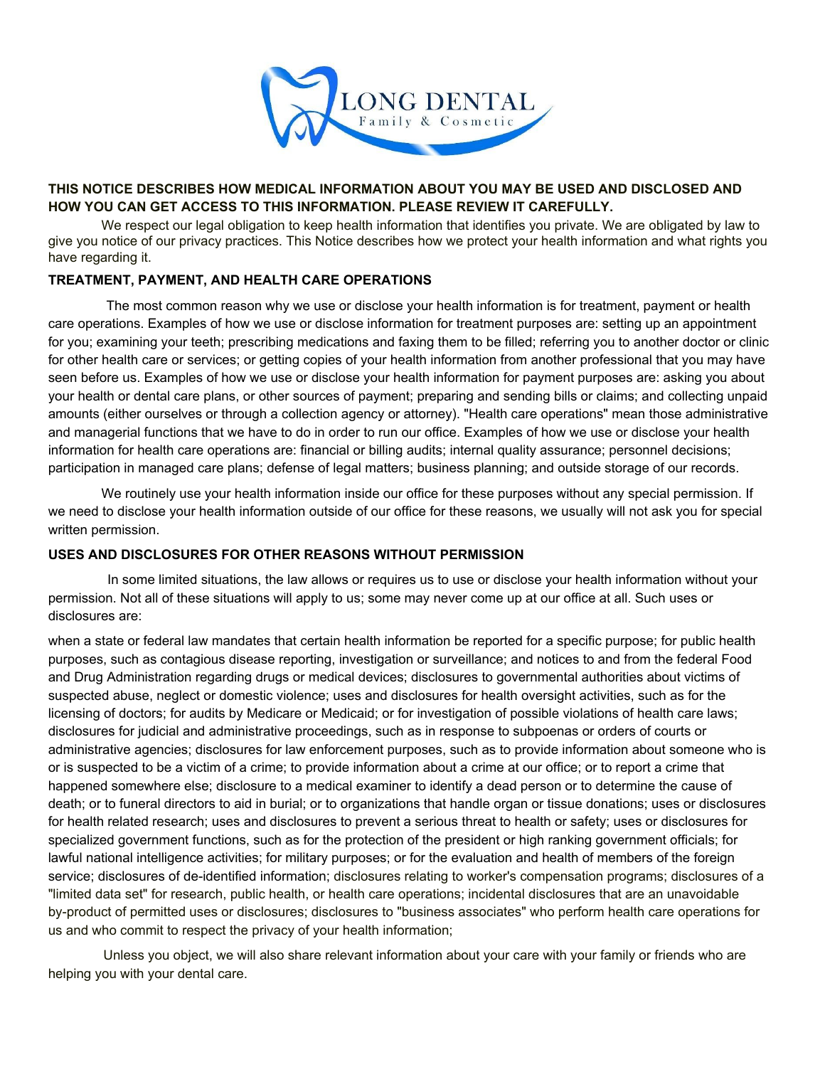LONG DENTAL
Family & Cosmetic

**THIS NOTICE DESCRIBES HOW MEDICAL INFORMATION ABOUT YOU MAY BE USED AND DISCLOSED AND HOW YOU CAN GET ACCESS TO THIS INFORMATION. PLEASE REVIEW IT CAREFULLY.**

We respect our legal obligation to keep health information that identifies you private. We are obligated by law to give you notice of our privacy practices. This Notice describes how we protect your health information and what rights you have regarding it.

## TREATMENT, PAYMENT, AND HEALTH CARE OPERATIONS

The most common reason why we use or disclose your health information is for treatment, payment or health care operations. Examples of how we use or disclose information for treatment purposes are: setting up an appointment for you; examining your teeth; prescribing medications and faxing them to be filled; referring you to another doctor or clinic for other health care or services; or getting copies of your health information from another professional that you may have seen before us. Examples of how we use or disclose your health information for payment purposes are: asking you about your health or dental care plans, or other sources of payment; preparing and sending bills or claims; and collecting unpaid amounts (either ourselves or through a collection agency or attorney). "Health care operations" mean those administrative and managerial functions that we have to do in order to run our office. Examples of how we use or disclose your health information for health care operations are: financial or billing audits; internal quality assurance; personnel decisions; participation in managed care plans; defense of legal matters; business planning; and outside storage of our records.

We routinely use your health information inside our office for these purposes without any special permission. If we need to disclose your health information outside of our office for these reasons, we usually will not ask you for special written permission.

## USES AND DISCLOSURES FOR OTHER REASONS WITHOUT PERMISSION

In some limited situations, the law allows or requires us to use or disclose your health information without your permission. Not all of these situations will apply to us; some may never come up at our office at all. Such uses or disclosures are:

when a state or federal law mandates that certain health information be reported for a specific purpose; for public health purposes, such as contagious disease reporting, investigation or surveillance; and notices to and from the federal Food and Drug Administration regarding drugs or medical devices; disclosures to governmental authorities about victims of suspected abuse, neglect or domestic violence; uses and disclosures for health oversight activities, such as for the licensing of doctors; for audits by Medicare or Medicaid; or for investigation of possible violations of health care laws; disclosures for judicial and administrative proceedings, such as in response to subpoenas or orders of courts or administrative agencies; disclosures for law enforcement purposes, such as to provide information about someone who is or is suspected to be a victim of a crime; to provide information about a crime at our office; or to report a crime that happened somewhere else; disclosure to a medical examiner to identify a dead person or to determine the cause of death; or to funeral directors to aid in burial; or to organizations that handle organ or tissue donations; uses or disclosures for health related research; uses and disclosures to prevent a serious threat to health or safety; uses or disclosures for specialized government functions, such as for the protection of the president or high ranking government officials; for lawful national intelligence activities; for military purposes; or for the evaluation and health of members of the foreign service; disclosures of de-identified information; disclosures relating to worker's compensation programs; disclosures of a "limited data set" for research, public health, or health care operations; incidental disclosures that are an unavoidable by-product of permitted uses or disclosures; disclosures to "business associates" who perform health care operations for us and who commit to respect the privacy of your health information;

Unless you object, we will also share relevant information about your care with your family or friends who are helping you with your dental care.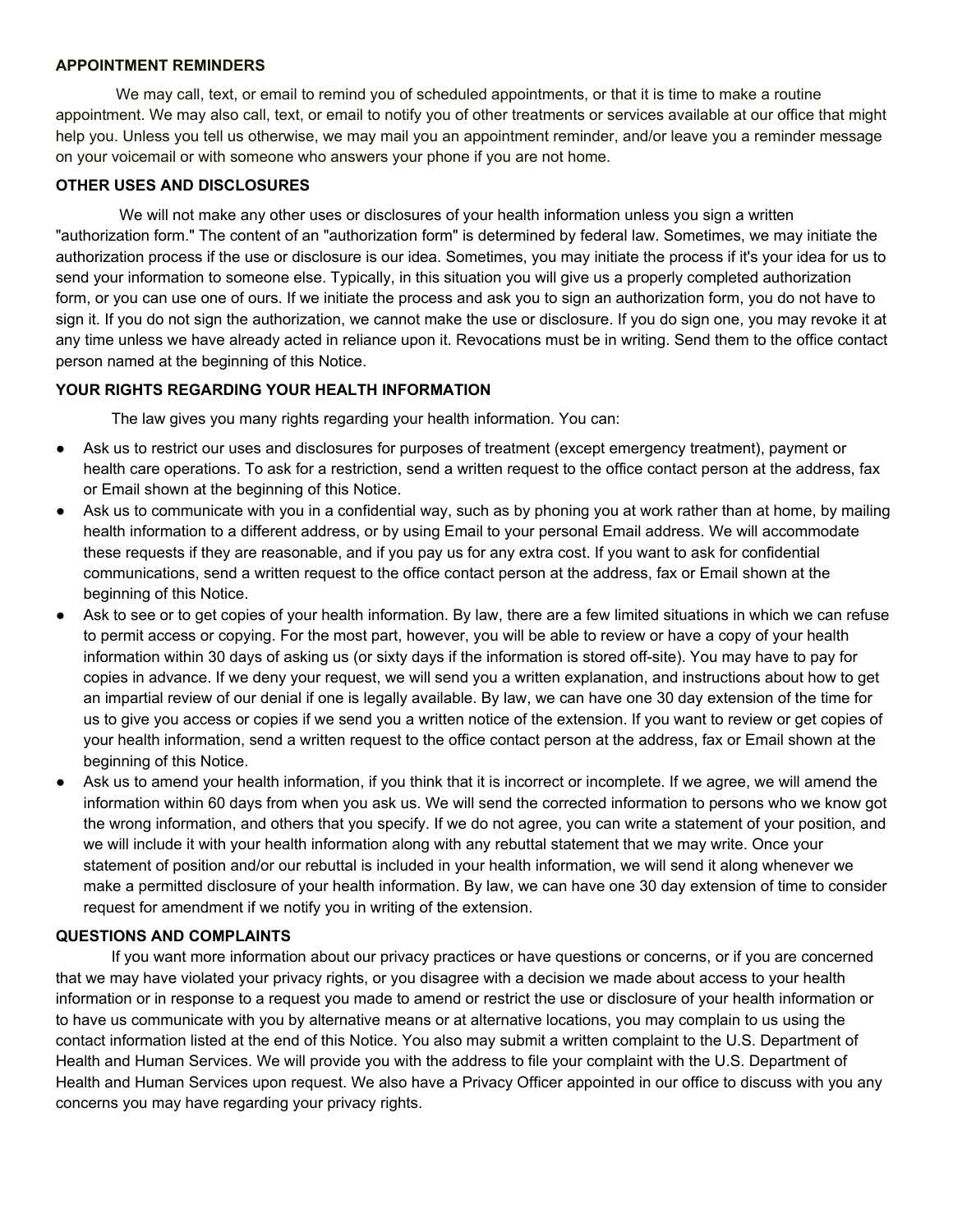## APPOINTMENT REMINDERS

We may call, text, or email to remind you of scheduled appointments, or that it is time to make a routine appointment. We may also call, text, or email to notify you of other treatments or services available at our office that might help you. Unless you tell us otherwise, we may mail you an appointment reminder, and/or leave you a reminder message on your voicemail or with someone who answers your phone if you are not home.

## OTHER USES AND DISCLOSURES

We will not make any other uses or disclosures of your health information unless you sign a written "authorization form." The content of an "authorization form" is determined by federal law. Sometimes, we may initiate the authorization process if the use or disclosure is our idea. Sometimes, you may initiate the process if it's your idea for us to send your information to someone else. Typically, in this situation you will give us a properly completed authorization form, or you can use one of ours. If we initiate the process and ask you to sign an authorization form, you do not have to sign it. If you do not sign the authorization, we cannot make the use or disclosure. If you do sign one, you may revoke it at any time unless we have already acted in reliance upon it. Revocations must be in writing. Send them to the office contact person named at the beginning of this Notice.

## YOUR RIGHTS REGARDING YOUR HEALTH INFORMATION

The law gives you many rights regarding your health information. You can:

- Ask us to restrict our uses and disclosures for purposes of treatment (except emergency treatment), payment or health care operations. To ask for a restriction, send a written request to the office contact person at the address, fax or Email shown at the beginning of this Notice.
- Ask us to communicate with you in a confidential way, such as by phoning you at work rather than at home, by mailing health information to a different address, or by using Email to your personal Email address. We will accommodate these requests if they are reasonable, and if you pay us for any extra cost. If you want to ask for confidential communications, send a written request to the office contact person at the address, fax or Email shown at the beginning of this Notice.
- Ask to see or to get copies of your health information. By law, there are a few limited situations in which we can refuse to permit access or copying. For the most part, however, you will be able to review or have a copy of your health information within 30 days of asking us (or sixty days if the information is stored off-site). You may have to pay for copies in advance. If we deny your request, we will send you a written explanation, and instructions about how to get an impartial review of our denial if one is legally available. By law, we can have one 30 day extension of the time for us to give you access or copies if we send you a written notice of the extension. If you want to review or get copies of your health information, send a written request to the office contact person at the address, fax or Email shown at the beginning of this Notice.
- Ask us to amend your health information, if you think that it is incorrect or incomplete. If we agree, we will amend the information within 60 days from when you ask us. We will send the corrected information to persons who we know got the wrong information, and others that you specify. If we do not agree, you can write a statement of your position, and we will include it with your health information along with any rebuttal statement that we may write. Once your statement of position and/or our rebuttal is included in your health information, we will send it along whenever we make a permitted disclosure of your health information. By law, we can have one 30 day extension of time to consider request for amendment if we notify you in writing of the extension.

## QUESTIONS AND COMPLAINTS

If you want more information about our privacy practices or have questions or concerns, or if you are concerned that we may have violated your privacy rights, or you disagree with a decision we made about access to your health information or in response to a request you made to amend or restrict the use or disclosure of your health information or to have us communicate with you by alternative means or at alternative locations, you may complain to us using the contact information listed at the end of this Notice. You also may submit a written complaint to the U.S. Department of Health and Human Services. We will provide you with the address to file your complaint with the U.S. Department of Health and Human Services upon request. We also have a Privacy Officer appointed in our office to discuss with you any concerns you may have regarding your privacy rights.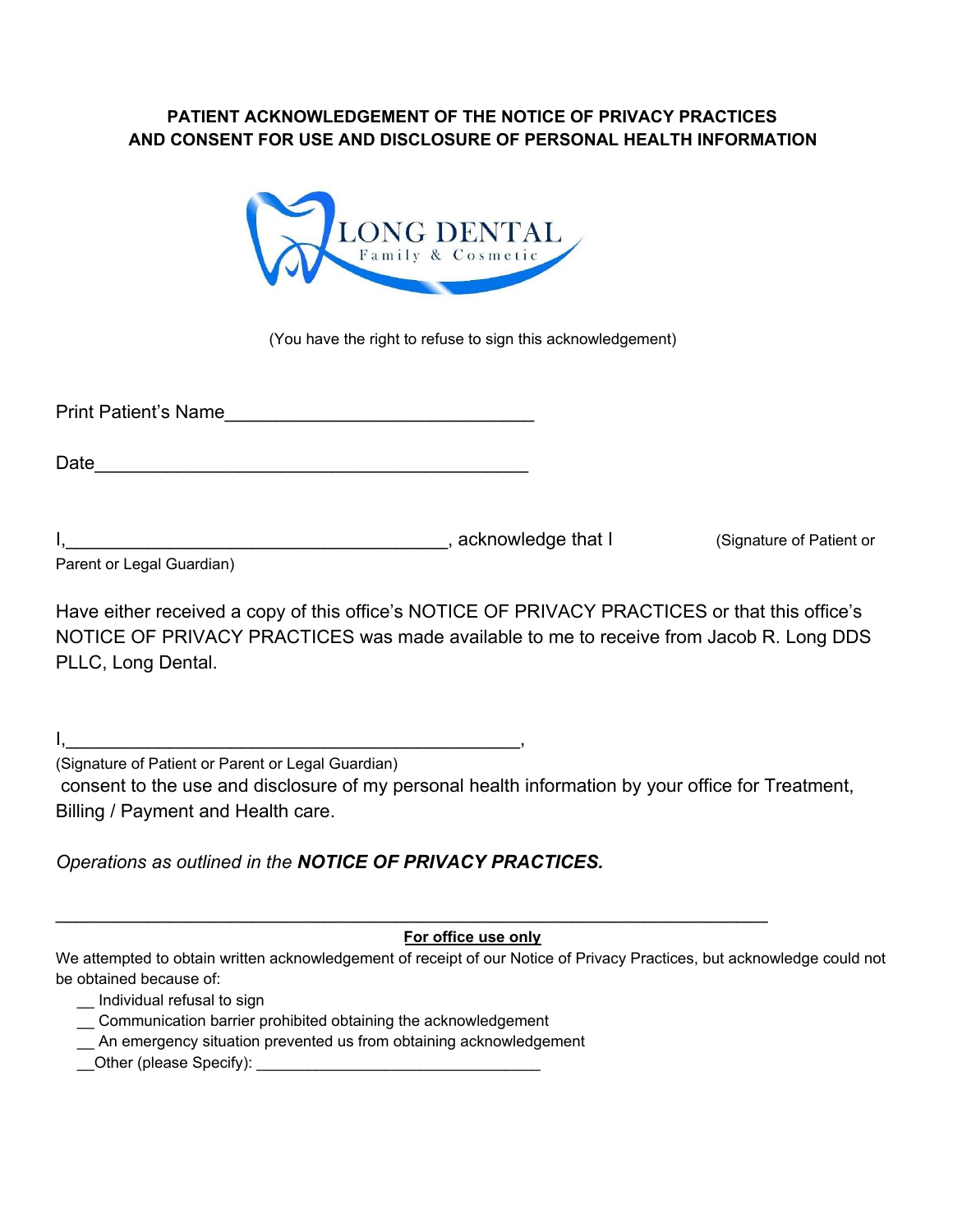**PATIENT ACKNOWLEDGEMENT OF THE NOTICE OF PRIVACY PRACTICES AND CONSENT FOR USE AND DISCLOSURE OF PERSONAL HEALTH INFORMATION**

LONG DENTAL
Family & Cosmetic

(You have the right to refuse to sign this acknowledgement)

Print Patient's Name______________________________

Date__________________________________________

I,_____________________________________, acknowledge that I (Signature of Patient or Parent or Legal Guardian)

Have either received a copy of this office's NOTICE OF PRIVACY PRACTICES or that this office's NOTICE OF PRIVACY PRACTICES was made available to me to receive from Jacob R. Long DDS PLLC, Long Dental.

I,_______________________________________________,
(Signature of Patient or Parent or Legal Guardian)
consent to the use and disclosure of my personal health information by your office for Treatment, Billing / Payment and Health care.

*Operations as outlined in the* ***NOTICE OF PRIVACY PRACTICES.***

---

**For office use only**

We attempted to obtain written acknowledgement of receipt of our Notice of Privacy Practices, but acknowledge could not be obtained because of:

- __ Individual refusal to sign
- __ Communication barrier prohibited obtaining the acknowledgement
- __ An emergency situation prevented us from obtaining acknowledgement
- __Other (please Specify): _________________________________